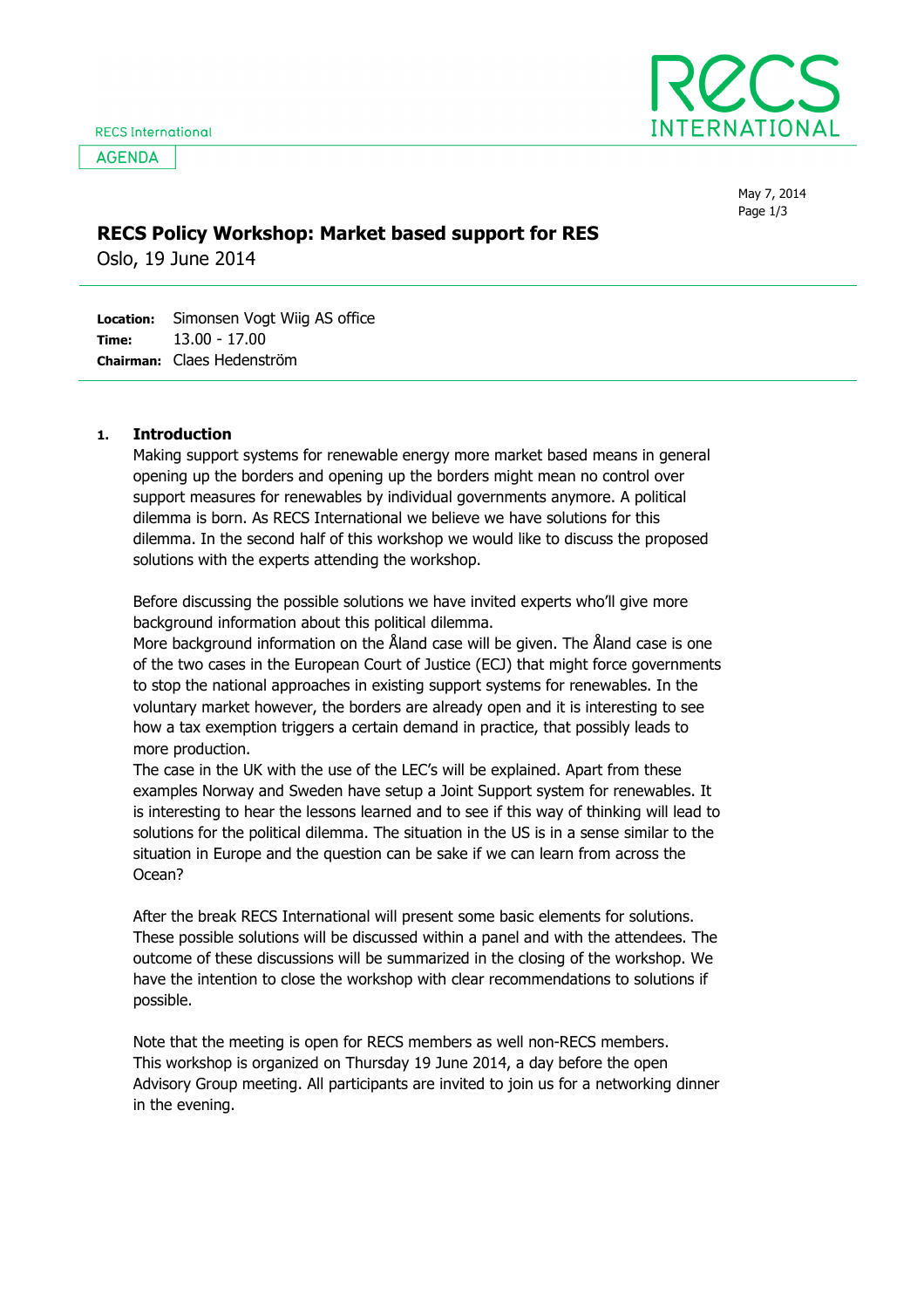RECS International

AGENDA

May 7, 2014

# RECS Policy Workshop: Market based support for RES

Oslo, 19 June 2014

**Location:** Simonsen Vogt Wiig AS office
**Time:** 13.00 - 17.00
**Chairman:** Claes Hedenström

## 1. Introduction

Making support systems for renewable energy more market based means in general opening up the borders and opening up the borders might mean no control over support measures for renewables by individual governments anymore. A political dilemma is born. As RECS International we believe we have solutions for this dilemma. In the second half of this workshop we would like to discuss the proposed solutions with the experts attending the workshop.

Before discussing the possible solutions we have invited experts who'll give more background information about this political dilemma.
More background information on the Åland case will be given. The Åland case is one of the two cases in the European Court of Justice (ECJ) that might force governments to stop the national approaches in existing support systems for renewables. In the voluntary market however, the borders are already open and it is interesting to see how a tax exemption triggers a certain demand in practice, that possibly leads to more production.
The case in the UK with the use of the LEC's will be explained. Apart from these examples Norway and Sweden have setup a Joint Support system for renewables. It is interesting to hear the lessons learned and to see if this way of thinking will lead to solutions for the political dilemma. The situation in the US is in a sense similar to the situation in Europe and the question can be sake if we can learn from across the Ocean?

After the break RECS International will present some basic elements for solutions. These possible solutions will be discussed within a panel and with the attendees. The outcome of these discussions will be summarized in the closing of the workshop. We have the intention to close the workshop with clear recommendations to solutions if possible.

Note that the meeting is open for RECS members as well non-RECS members.
This workshop is organized on Thursday 19 June 2014, a day before the open Advisory Group meeting. All participants are invited to join us for a networking dinner in the evening.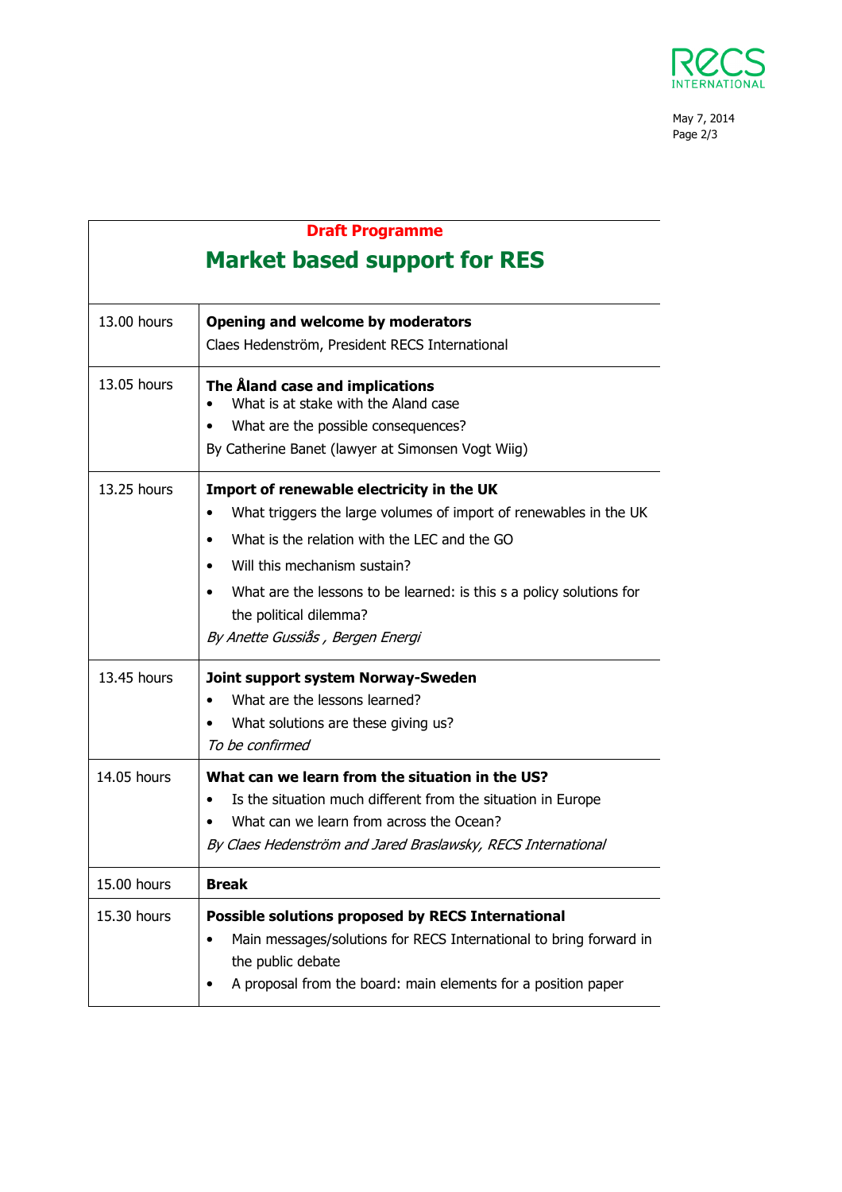**Draft Programme**

## Market based support for RES

| | |
|---|---|
| 13.00 hours | **Opening and welcome by moderators**<br>Claes Hedenström, President RECS International |
| 13.05 hours | **The Åland case and implications**<br>• What is at stake with the Aland case<br>• What are the possible consequences?<br>By Catherine Banet (lawyer at Simonsen Vogt Wiig) |
| 13.25 hours | **Import of renewable electricity in the UK**<br>• What triggers the large volumes of import of renewables in the UK<br>• What is the relation with the LEC and the GO<br>• Will this mechanism sustain?<br>• What are the lessons to be learned: is this s a policy solutions for the political dilemma?<br>*By Anette Gussiås , Bergen Energi* |
| 13.45 hours | **Joint support system Norway-Sweden**<br>• What are the lessons learned?<br>• What solutions are these giving us?<br>*To be confirmed* |
| 14.05 hours | **What can we learn from the situation in the US?**<br>• Is the situation much different from the situation in Europe<br>• What can we learn from across the Ocean?<br>*By Claes Hedenström and Jared Braslawsky, RECS International* |
| 15.00 hours | **Break** |
| 15.30 hours | **Possible solutions proposed by RECS International**<br>• Main messages/solutions for RECS International to bring forward in the public debate<br>• A proposal from the board: main elements for a position paper |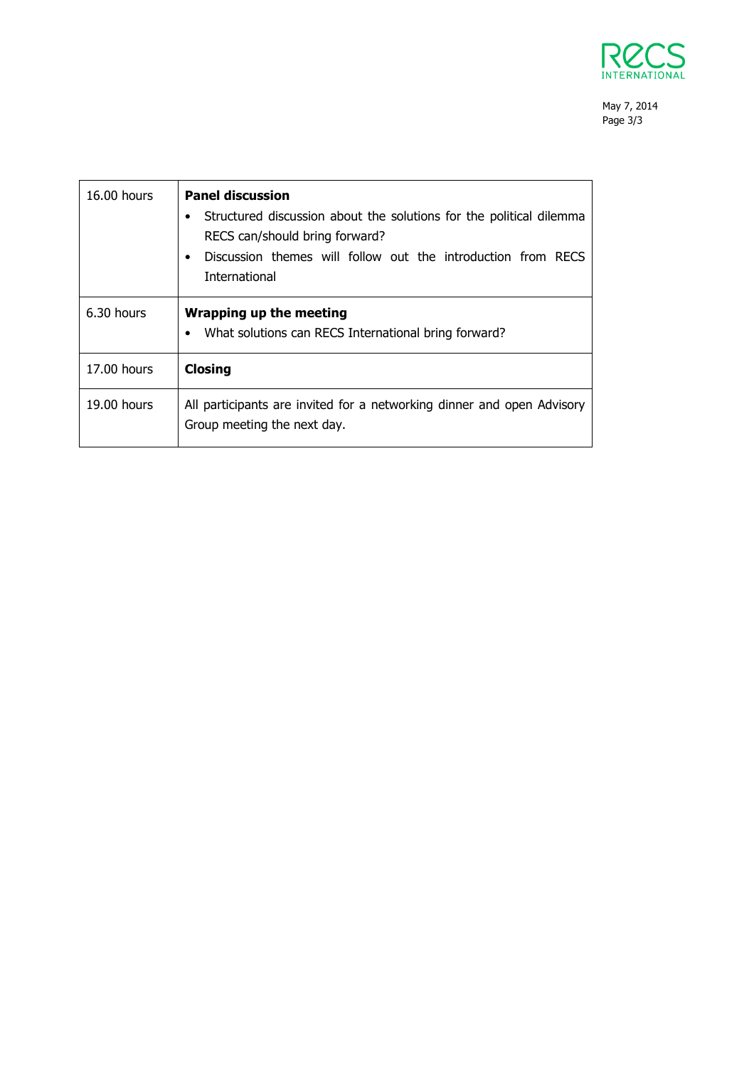| | |
|---|---|
| 16.00 hours | **Panel discussion**<br>• Structured discussion about the solutions for the political dilemma RECS can/should bring forward?<br>• Discussion themes will follow out the introduction from RECS International |
| 6.30 hours | **Wrapping up the meeting**<br>• What solutions can RECS International bring forward? |
| 17.00 hours | **Closing** |
| 19.00 hours | All participants are invited for a networking dinner and open Advisory Group meeting the next day. |